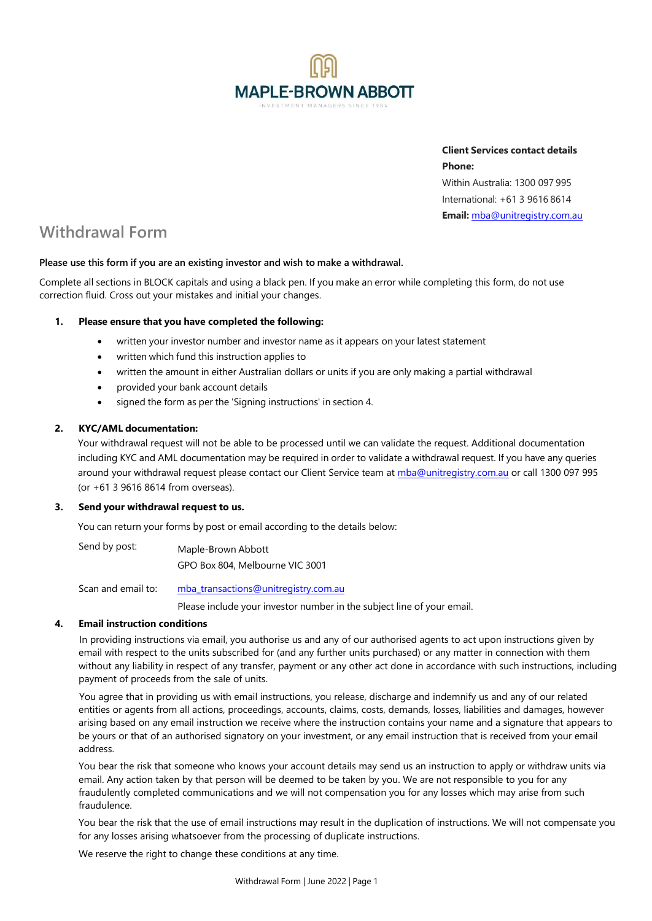**MAPLE-BROWN ABBOTT**

INVESTMENT MANAGERS SINCE 1984

**Client Services contact details**
**Phone:**
Within Australia: 1300 097 995
International: +61 3 9616 8614
**Email:** mba@unitregistry.com.au

# Withdrawal Form

**Please use this form if you are an existing investor and wish to make a withdrawal.**

Complete all sections in BLOCK capitals and using a black pen. If you make an error while completing this form, do not use correction fluid. Cross out your mistakes and initial your changes.

**1. Please ensure that you have completed the following:**

- written your investor number and investor name as it appears on your latest statement
- written which fund this instruction applies to
- written the amount in either Australian dollars or units if you are only making a partial withdrawal
- provided your bank account details
- signed the form as per the 'Signing instructions' in section 4.

**2. KYC/AML documentation:**

Your withdrawal request will not be able to be processed until we can validate the request. Additional documentation including KYC and AML documentation may be required in order to validate a withdrawal request. If you have any queries around your withdrawal request please contact our Client Service team at mba@unitregistry.com.au or call 1300 097 995 (or +61 3 9616 8614 from overseas).

**3. Send your withdrawal request to us.**

You can return your forms by post or email according to the details below:

Send by post: Maple-Brown Abbott
GPO Box 804, Melbourne VIC 3001

Scan and email to: mba_transactions@unitregistry.com.au
Please include your investor number in the subject line of your email.

**4. Email instruction conditions**

In providing instructions via email, you authorise us and any of our authorised agents to act upon instructions given by email with respect to the units subscribed for (and any further units purchased) or any matter in connection with them without any liability in respect of any transfer, payment or any other act done in accordance with such instructions, including payment of proceeds from the sale of units.

You agree that in providing us with email instructions, you release, discharge and indemnify us and any of our related entities or agents from all actions, proceedings, accounts, claims, costs, demands, losses, liabilities and damages, however arising based on any email instruction we receive where the instruction contains your name and a signature that appears to be yours or that of an authorised signatory on your investment, or any email instruction that is received from your email address.

You bear the risk that someone who knows your account details may send us an instruction to apply or withdraw units via email. Any action taken by that person will be deemed to be taken by you. We are not responsible to you for any fraudulently completed communications and we will not compensation you for any losses which may arise from such fraudulence.

You bear the risk that the use of email instructions may result in the duplication of instructions. We will not compensate you for any losses arising whatsoever from the processing of duplicate instructions.

We reserve the right to change these conditions at any time.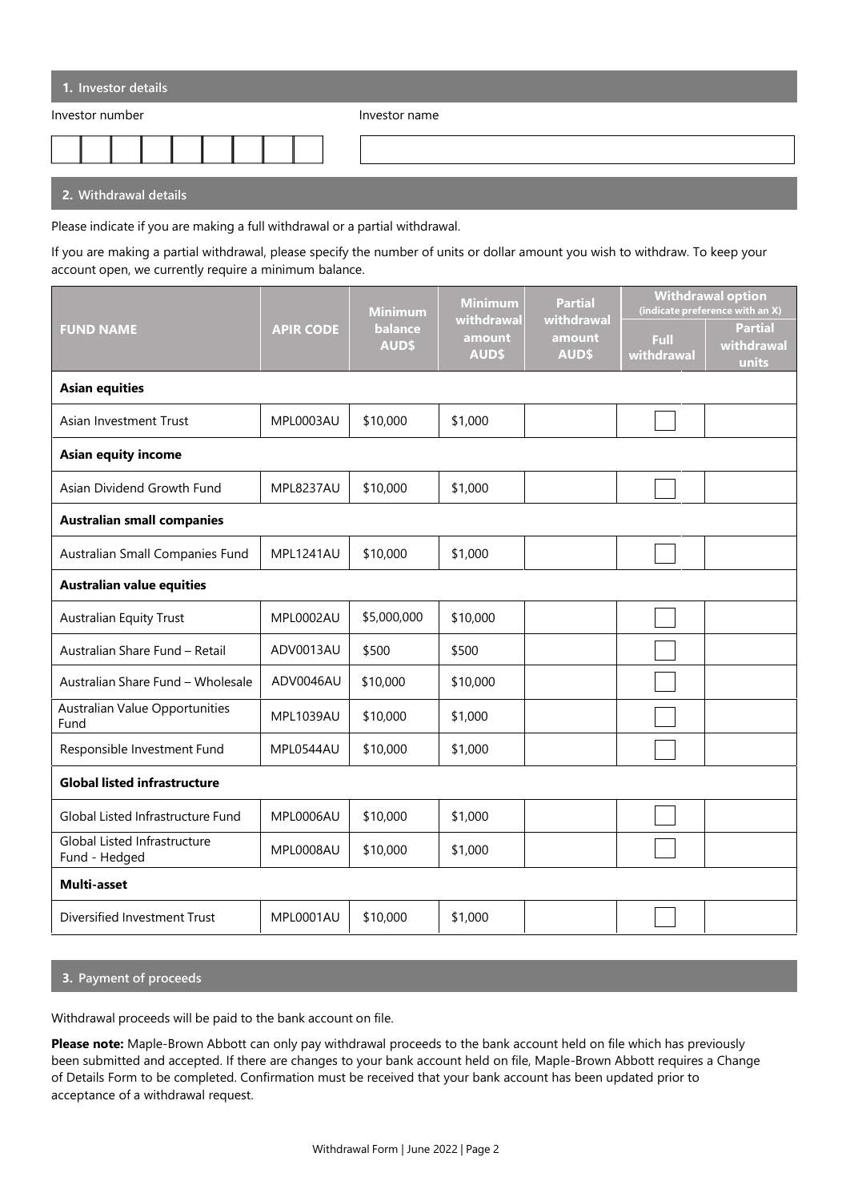## 1. Investor details

| Investor number | Investor name |
| --- | --- |
| | |

## 2. Withdrawal details

Please indicate if you are making a full withdrawal or a partial withdrawal.

If you are making a partial withdrawal, please specify the number of units or dollar amount you wish to withdraw. To keep your account open, we currently require a minimum balance.

| FUND NAME | APIR CODE | Minimum balance AUD$ | Minimum withdrawal amount AUD$ | Partial withdrawal amount AUD$ | Withdrawal option (indicate preference with an X) | |
| --- | --- | --- | --- | --- | --- | --- |
| | | | | | Full withdrawal | Partial withdrawal units |
| **Asian equities** | | | | | | |
| Asian Investment Trust | MPL0003AU | $10,000 | $1,000 | | ☐ | |
| **Asian equity income** | | | | | | |
| Asian Dividend Growth Fund | MPL8237AU | $10,000 | $1,000 | | ☐ | |
| **Australian small companies** | | | | | | |
| Australian Small Companies Fund | MPL1241AU | $10,000 | $1,000 | | ☐ | |
| **Australian value equities** | | | | | | |
| Australian Equity Trust | MPL0002AU | $5,000,000 | $10,000 | | ☐ | |
| Australian Share Fund – Retail | ADV0013AU | $500 | $500 | | ☐ | |
| Australian Share Fund – Wholesale | ADV0046AU | $10,000 | $10,000 | | ☐ | |
| Australian Value Opportunities Fund | MPL1039AU | $10,000 | $1,000 | | ☐ | |
| Responsible Investment Fund | MPL0544AU | $10,000 | $1,000 | | ☐ | |
| **Global listed infrastructure** | | | | | | |
| Global Listed Infrastructure Fund | MPL0006AU | $10,000 | $1,000 | | ☐ | |
| Global Listed Infrastructure Fund - Hedged | MPL0008AU | $10,000 | $1,000 | | ☐ | |
| **Multi-asset** | | | | | | |
| Diversified Investment Trust | MPL0001AU | $10,000 | $1,000 | | ☐ | |

## 3. Payment of proceeds

Withdrawal proceeds will be paid to the bank account on file.

**Please note:** Maple-Brown Abbott can only pay withdrawal proceeds to the bank account held on file which has previously been submitted and accepted. If there are changes to your bank account held on file, Maple-Brown Abbott requires a Change of Details Form to be completed. Confirmation must be received that your bank account has been updated prior to acceptance of a withdrawal request.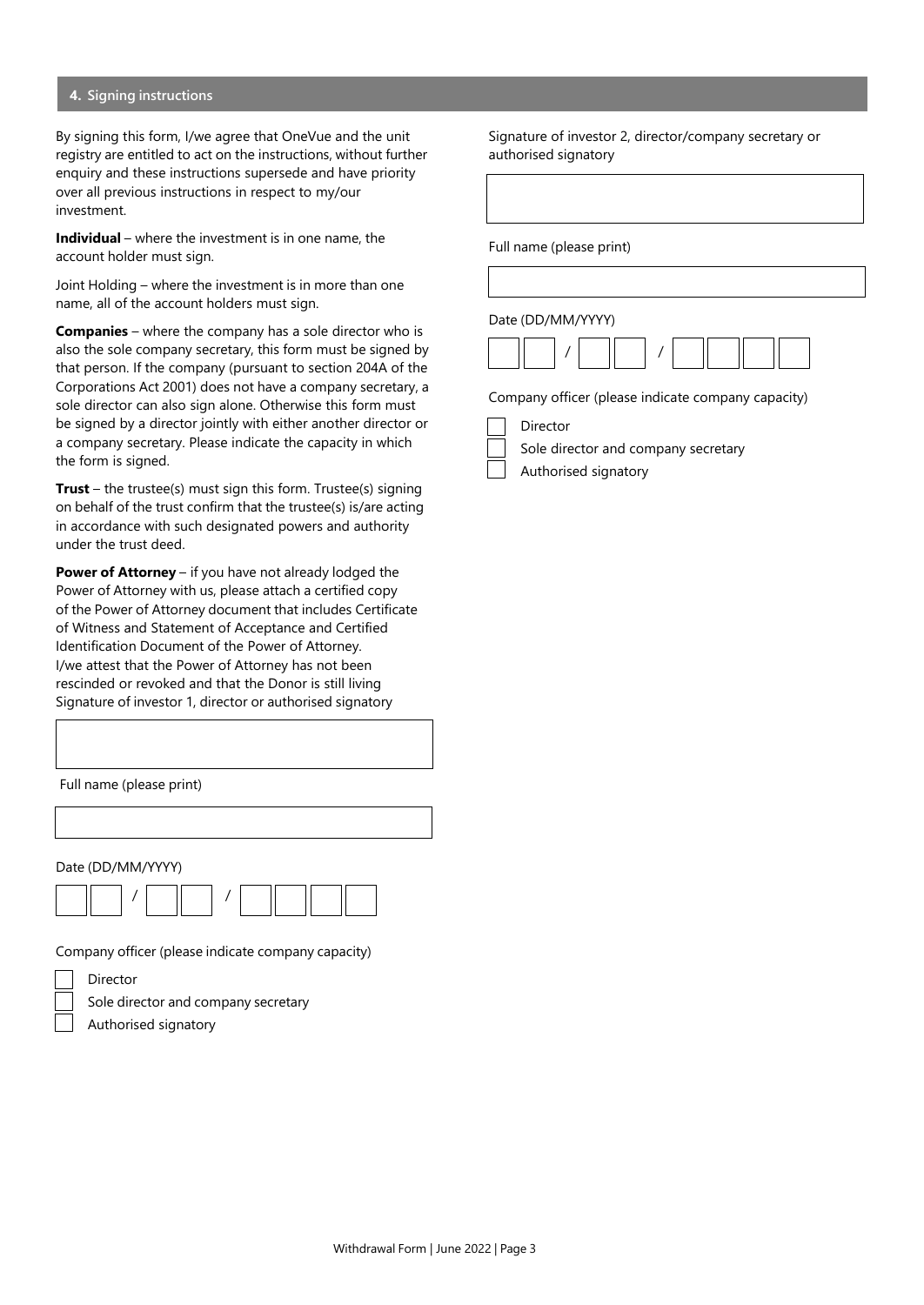## 4. Signing instructions

By signing this form, I/we agree that OneVue and the unit registry are entitled to act on the instructions, without further enquiry and these instructions supersede and have priority over all previous instructions in respect to my/our investment.

**Individual** – where the investment is in one name, the account holder must sign.

Joint Holding – where the investment is in more than one name, all of the account holders must sign.

**Companies** – where the company has a sole director who is also the sole company secretary, this form must be signed by that person. If the company (pursuant to section 204A of the Corporations Act 2001) does not have a company secretary, a sole director can also sign alone. Otherwise this form must be signed by a director jointly with either another director or a company secretary. Please indicate the capacity in which the form is signed.

**Trust** – the trustee(s) must sign this form. Trustee(s) signing on behalf of the trust confirm that the trustee(s) is/are acting in accordance with such designated powers and authority under the trust deed.

**Power of Attorney** – if you have not already lodged the Power of Attorney with us, please attach a certified copy of the Power of Attorney document that includes Certificate of Witness and Statement of Acceptance and Certified Identification Document of the Power of Attorney.
I/we attest that the Power of Attorney has not been rescinded or revoked and that the Donor is still living

Signature of investor 1, director or authorised signatory

Full name (please print)

Date (DD/MM/YYYY)

__ __ / __ __ / __ __ __ __

Company officer (please indicate company capacity)

- ☐ Director
- ☐ Sole director and company secretary
- ☐ Authorised signatory

Signature of investor 2, director/company secretary or authorised signatory

Full name (please print)

Date (DD/MM/YYYY)

__ __ / __ __ / __ __ __ __

Company officer (please indicate company capacity)

- ☐ Director
- ☐ Sole director and company secretary
- ☐ Authorised signatory